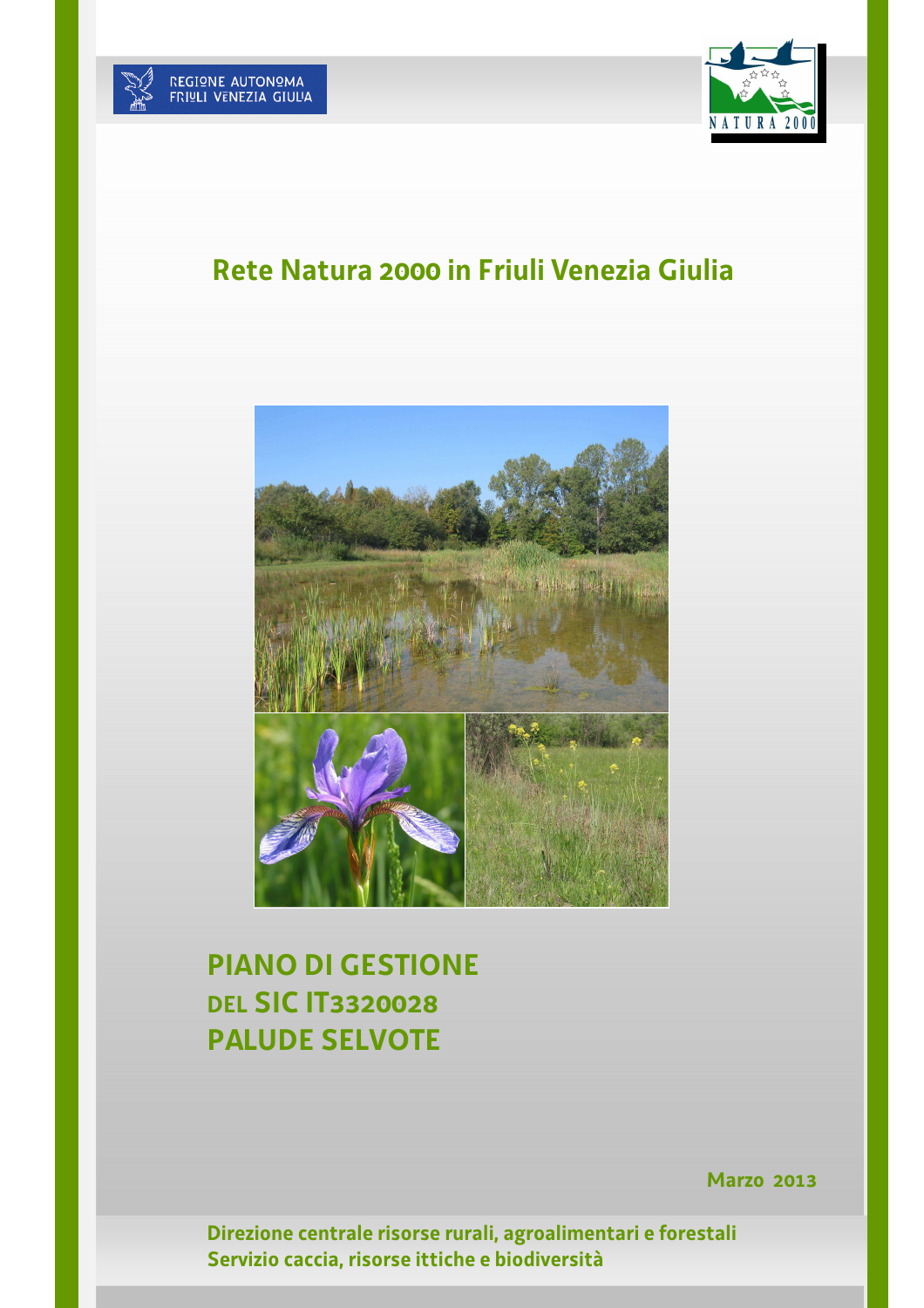REGIONE AUTONOMA FRIULI VENEZIA GIULIA

NATURA 2000

# Rete Natura 2000 in Friuli Venezia Giulia

# PIANO DI GESTIONE DEL SIC IT3320028 PALUDE SELVOTE

**Marzo 2013**

**Direzione centrale risorse rurali, agroalimentari e forestali**
**Servizio caccia, risorse ittiche e biodiversità**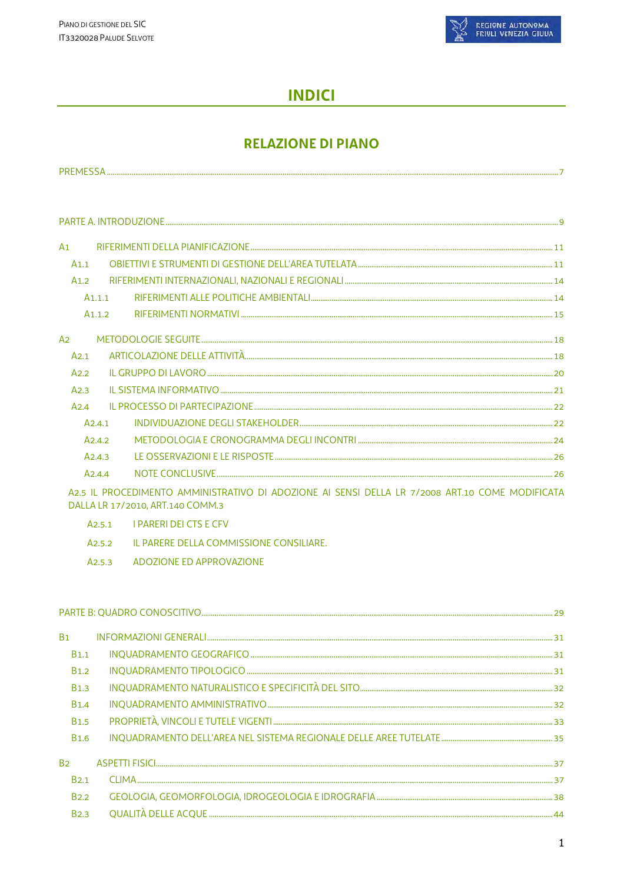# INDICI

## RELAZIONE DI PIANO

PREMESSA ..... 7

PARTE A. INTRODUZIONE ..... 9

A1 RIFERIMENTI DELLA PIANIFICAZIONE ..... 11

- A1.1 OBIETTIVI E STRUMENTI DI GESTIONE DELL'AREA TUTELATA ..... 11
- A1.2 RIFERIMENTI INTERNAZIONALI, NAZIONALI E REGIONALI ..... 14
  - A1.1.1 RIFERIMENTI ALLE POLITICHE AMBIENTALI ..... 14
  - A1.1.2 RIFERIMENTI NORMATIVI ..... 15

A2 METODOLOGIE SEGUITE ..... 18

- A2.1 ARTICOLAZIONE DELLE ATTIVITÀ ..... 18
- A2.2 IL GRUPPO DI LAVORO ..... 20
- A2.3 IL SISTEMA INFORMATIVO ..... 21
- A2.4 IL PROCESSO DI PARTECIPAZIONE ..... 22
  - A2.4.1 INDIVIDUAZIONE DEGLI STAKEHOLDER ..... 22
  - A2.4.2 METODOLOGIA E CRONOGRAMMA DEGLI INCONTRI ..... 24
  - A2.4.3 LE OSSERVAZIONI E LE RISPOSTE ..... 26
  - A2.4.4 NOTE CONCLUSIVE ..... 26
- A2.5 IL PROCEDIMENTO AMMINISTRATIVO DI ADOZIONE AI SENSI DELLA LR 7/2008 ART.10 COME MODIFICATA DALLA LR 17/2010, ART.140 COMM.3
  - A2.5.1 I PARERI DEI CTS E CFV
  - A2.5.2 IL PARERE DELLA COMMISSIONE CONSILIARE.
  - A2.5.3 ADOZIONE ED APPROVAZIONE

PARTE B: QUADRO CONOSCITIVO ..... 29

B1 INFORMAZIONI GENERALI ..... 31

- B1.1 INQUADRAMENTO GEOGRAFICO ..... 31
- B1.2 INQUADRAMENTO TIPOLOGICO ..... 31
- B1.3 INQUADRAMENTO NATURALISTICO E SPECIFICITÀ DEL SITO ..... 32
- B1.4 INQUADRAMENTO AMMINISTRATIVO ..... 32
- B1.5 PROPRIETÀ, VINCOLI E TUTELE VIGENTI ..... 33
- B1.6 INQUADRAMENTO DELL'AREA NEL SISTEMA REGIONALE DELLE AREE TUTELATE ..... 35

B2 ASPETTI FISICI ..... 37

- B2.1 CLIMA ..... 37
- B2.2 GEOLOGIA, GEOMORFOLOGIA, IDROGEOLOGIA E IDROGRAFIA ..... 38
- B2.3 QUALITÀ DELLE ACQUE ..... 44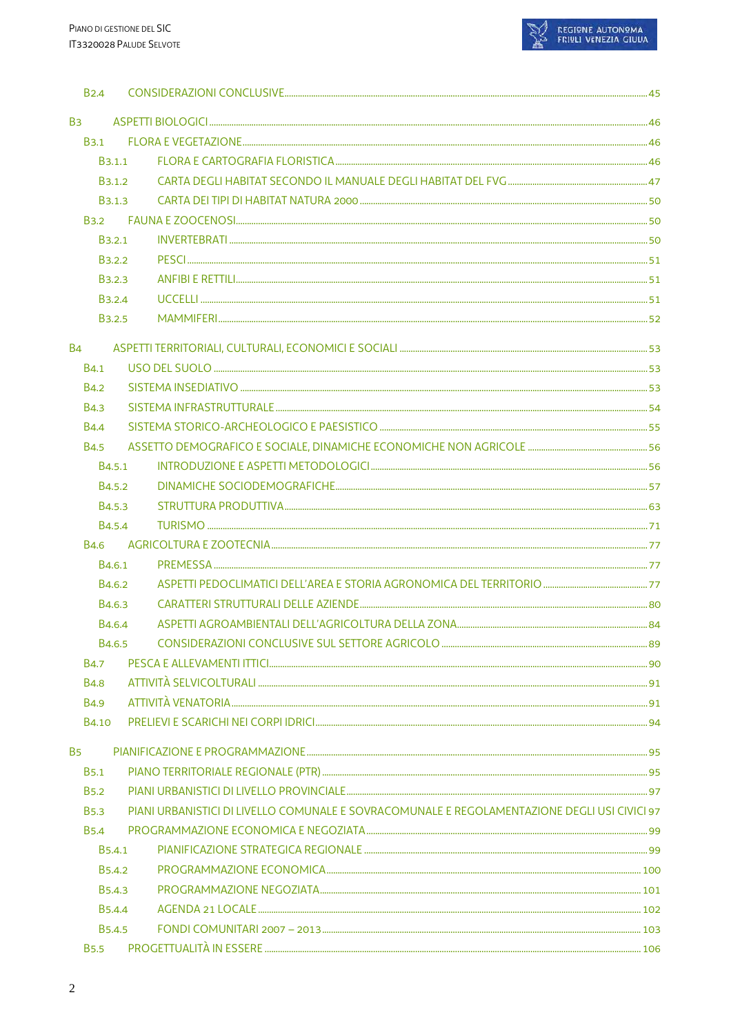- B2.4 CONSIDERAZIONI CONCLUSIVE ... 45

- B3 ASPETTI BIOLOGICI ... 46
  - B3.1 FLORA E VEGETAZIONE ... 46
    - B3.1.1 FLORA E CARTOGRAFIA FLORISTICA ... 46
    - B3.1.2 CARTA DEGLI HABITAT SECONDO IL MANUALE DEGLI HABITAT DEL FVG ... 47
    - B3.1.3 CARTA DEI TIPI DI HABITAT NATURA 2000 ... 50
  - B3.2 FAUNA E ZOOCENOSI ... 50
    - B3.2.1 INVERTEBRATI ... 50
    - B3.2.2 PESCI ... 51
    - B3.2.3 ANFIBI E RETTILI ... 51
    - B3.2.4 UCCELLI ... 51
    - B3.2.5 MAMMIFERI ... 52

- B4 ASPETTI TERRITORIALI, CULTURALI, ECONOMICI E SOCIALI ... 53
  - B4.1 USO DEL SUOLO ... 53
  - B4.2 SISTEMA INSEDIATIVO ... 53
  - B4.3 SISTEMA INFRASTRUTTURALE ... 54
  - B4.4 SISTEMA STORICO-ARCHEOLOGICO E PAESISTICO ... 55
  - B4.5 ASSETTO DEMOGRAFICO E SOCIALE, DINAMICHE ECONOMICHE NON AGRICOLE ... 56
    - B4.5.1 INTRODUZIONE E ASPETTI METODOLOGICI ... 56
    - B4.5.2 DINAMICHE SOCIODEMOGRAFICHE ... 57
    - B4.5.3 STRUTTURA PRODUTTIVA ... 63
    - B4.5.4 TURISMO ... 71
  - B4.6 AGRICOLTURA E ZOOTECNIA ... 77
    - B4.6.1 PREMESSA ... 77
    - B4.6.2 ASPETTI PEDOCLIMATICI DELL'AREA E STORIA AGRONOMICA DEL TERRITORIO ... 77
    - B4.6.3 CARATTERI STRUTTURALI DELLE AZIENDE ... 80
    - B4.6.4 ASPETTI AGROAMBIENTALI DELL'AGRICOLTURA DELLA ZONA ... 84
    - B4.6.5 CONSIDERAZIONI CONCLUSIVE SUL SETTORE AGRICOLO ... 89
  - B4.7 PESCA E ALLEVAMENTI ITTICI ... 90
  - B4.8 ATTIVITÀ SELVICOLTURALI ... 91
  - B4.9 ATTIVITÀ VENATORIA ... 91
  - B4.10 PRELIEVI E SCARICHI NEI CORPI IDRICI ... 94

- B5 PIANIFICAZIONE E PROGRAMMAZIONE ... 95
  - B5.1 PIANO TERRITORIALE REGIONALE (PTR) ... 95
  - B5.2 PIANI URBANISTICI DI LIVELLO PROVINCIALE ... 97
  - B5.3 PIANI URBANISTICI DI LIVELLO COMUNALE E SOVRACOMUNALE E REGOLAMENTAZIONE DEGLI USI CIVICI 97
  - B5.4 PROGRAMMAZIONE ECONOMICA E NEGOZIATA ... 99
    - B5.4.1 PIANIFICAZIONE STRATEGICA REGIONALE ... 99
    - B5.4.2 PROGRAMMAZIONE ECONOMICA ... 100
    - B5.4.3 PROGRAMMAZIONE NEGOZIATA ... 101
    - B5.4.4 AGENDA 21 LOCALE ... 102
    - B5.4.5 FONDI COMUNITARI 2007 – 2013 ... 103
  - B5.5 PROGETTUALITÀ IN ESSERE ... 106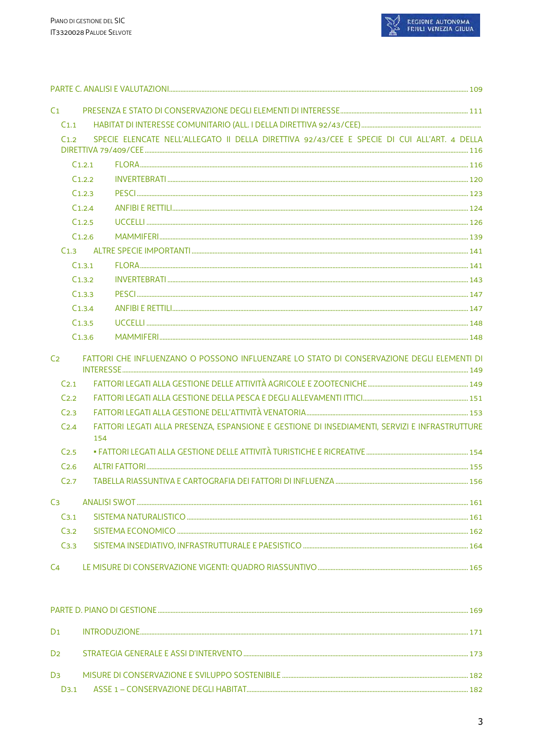PARTE C. ANALISI E VALUTAZIONI ..... 109

C1 PRESENZA E STATO DI CONSERVAZIONE DEGLI ELEMENTI DI INTERESSE ..... 111

- C1.1 HABITAT DI INTERESSE COMUNITARIO (ALL. I DELLA DIRETTIVA 92/43/CEE) .....
- C1.2 SPECIE ELENCATE NELL'ALLEGATO II DELLA DIRETTIVA 92/43/CEE E SPECIE DI CUI ALL'ART. 4 DELLA DIRETTIVA 79/409/CEE ..... 116
  - C1.2.1 FLORA ..... 116
  - C1.2.2 INVERTEBRATI ..... 120
  - C1.2.3 PESCI ..... 123
  - C1.2.4 ANFIBI E RETTILI ..... 124
  - C1.2.5 UCCELLI ..... 126
  - C1.2.6 MAMMIFERI ..... 139
- C1.3 ALTRE SPECIE IMPORTANTI ..... 141
  - C1.3.1 FLORA ..... 141
  - C1.3.2 INVERTEBRATI ..... 143
  - C1.3.3 PESCI ..... 147
  - C1.3.4 ANFIBI E RETTILI ..... 147
  - C1.3.5 UCCELLI ..... 148
  - C1.3.6 MAMMIFERI ..... 148

C2 FATTORI CHE INFLUENZANO O POSSONO INFLUENZARE LO STATO DI CONSERVAZIONE DEGLI ELEMENTI DI INTERESSE ..... 149

- C2.1 FATTORI LEGATI ALLA GESTIONE DELLE ATTIVITÀ AGRICOLE E ZOOTECNICHE ..... 149
- C2.2 FATTORI LEGATI ALLA GESTIONE DELLA PESCA E DEGLI ALLEVAMENTI ITTICI ..... 151
- C2.3 FATTORI LEGATI ALLA GESTIONE DELL'ATTIVITÀ VENATORIA ..... 153
- C2.4 FATTORI LEGATI ALLA PRESENZA, ESPANSIONE E GESTIONE DI INSEDIAMENTI, SERVIZI E INFRASTRUTTURE 154
- C2.5 ▪ FATTORI LEGATI ALLA GESTIONE DELLE ATTIVITÀ TURISTICHE E RICREATIVE ..... 154
- C2.6 ALTRI FATTORI ..... 155
- C2.7 TABELLA RIASSUNTIVA E CARTOGRAFIA DEI FATTORI DI INFLUENZA ..... 156

C3 ANALISI SWOT ..... 161

- C3.1 SISTEMA NATURALISTICO ..... 161
- C3.2 SISTEMA ECONOMICO ..... 162
- C3.3 SISTEMA INSEDIATIVO, INFRASTRUTTURALE E PAESISTICO ..... 164

C4 LE MISURE DI CONSERVAZIONE VIGENTI: QUADRO RIASSUNTIVO ..... 165

PARTE D. PIANO DI GESTIONE ..... 169

D1 INTRODUZIONE ..... 171

D2 STRATEGIA GENERALE E ASSI D'INTERVENTO ..... 173

D3 MISURE DI CONSERVAZIONE E SVILUPPO SOSTENIBILE ..... 182

- D3.1 ASSE 1 – CONSERVAZIONE DEGLI HABITAT ..... 182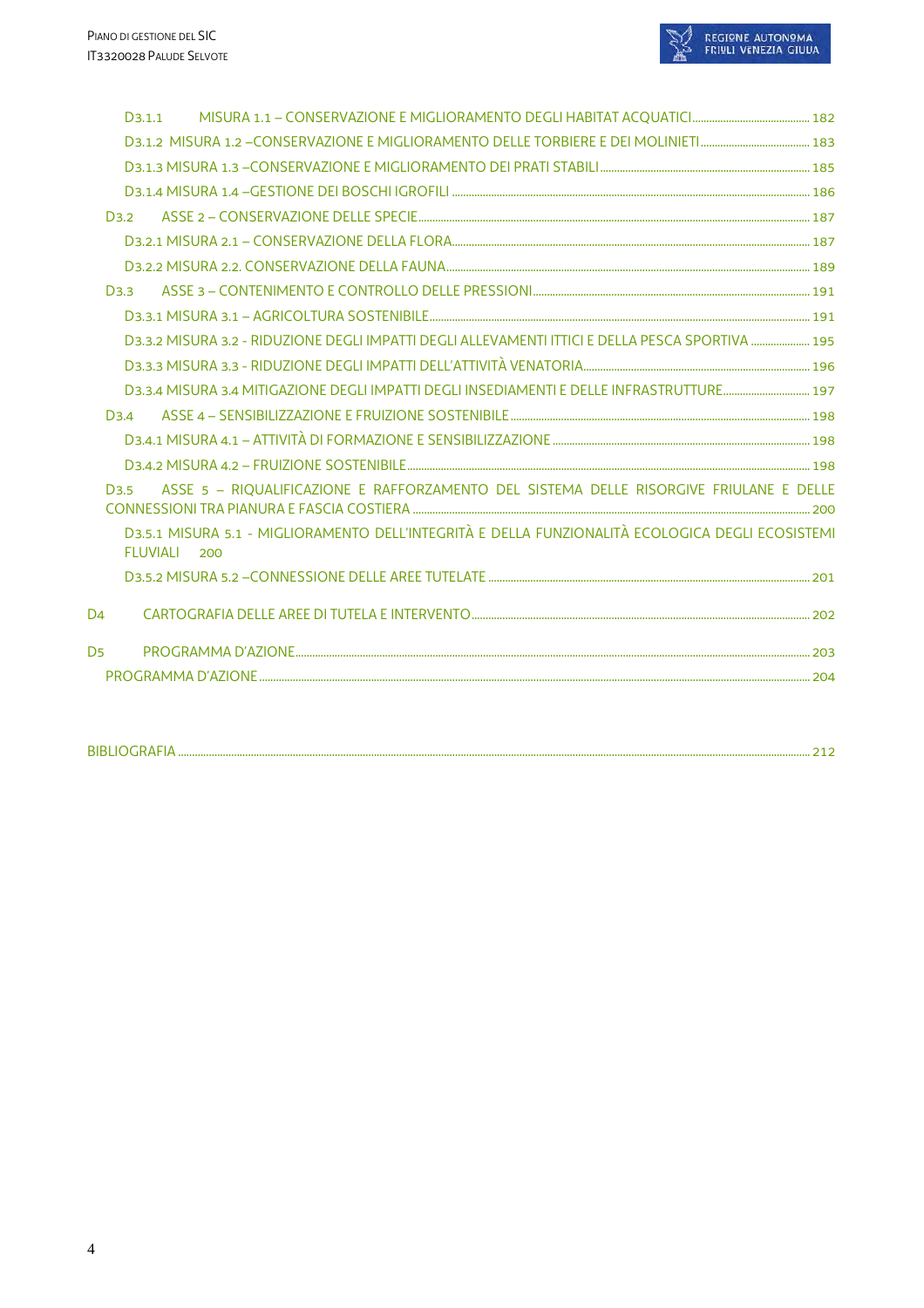D3.1.1 MISURA 1.1 – CONSERVAZIONE E MIGLIORAMENTO DEGLI HABITAT ACQUATICI ... 182

D3.1.2 MISURA 1.2 –CONSERVAZIONE E MIGLIORAMENTO DELLE TORBIERE E DEI MOLINIETI ... 183

D3.1.3 MISURA 1.3 –CONSERVAZIONE E MIGLIORAMENTO DEI PRATI STABILI ... 185

D3.1.4 MISURA 1.4 –GESTIONE DEI BOSCHI IGROFILI ... 186

D3.2 ASSE 2 – CONSERVAZIONE DELLE SPECIE ... 187

D3.2.1 MISURA 2.1 – CONSERVAZIONE DELLA FLORA ... 187

D3.2.2 MISURA 2.2. CONSERVAZIONE DELLA FAUNA ... 189

D3.3 ASSE 3 – CONTENIMENTO E CONTROLLO DELLE PRESSIONI ... 191

D3.3.1 MISURA 3.1 – AGRICOLTURA SOSTENIBILE ... 191

D3.3.2 MISURA 3.2 - RIDUZIONE DEGLI IMPATTI DEGLI ALLEVAMENTI ITTICI E DELLA PESCA SPORTIVA ... 195

D3.3.3 MISURA 3.3 - RIDUZIONE DEGLI IMPATTI DELL'ATTIVITÀ VENATORIA ... 196

D3.3.4 MISURA 3.4 MITIGAZIONE DEGLI IMPATTI DEGLI INSEDIAMENTI E DELLE INFRASTRUTTURE ... 197

D3.4 ASSE 4 – SENSIBILIZZAZIONE E FRUIZIONE SOSTENIBILE ... 198

D3.4.1 MISURA 4.1 – ATTIVITÀ DI FORMAZIONE E SENSIBILIZZAZIONE ... 198

D3.4.2 MISURA 4.2 – FRUIZIONE SOSTENIBILE ... 198

D3.5 ASSE 5 – RIQUALIFICAZIONE E RAFFORZAMENTO DEL SISTEMA DELLE RISORGIVE FRIULANE E DELLE CONNESSIONI TRA PIANURA E FASCIA COSTIERA ... 200

D3.5.1 MISURA 5.1 - MIGLIORAMENTO DELL'INTEGRITÀ E DELLA FUNZIONALITÀ ECOLOGICA DEGLI ECOSISTEMI FLUVIALI 200

D3.5.2 MISURA 5.2 –CONNESSIONE DELLE AREE TUTELATE ... 201

D4 CARTOGRAFIA DELLE AREE DI TUTELA E INTERVENTO ... 202

D5 PROGRAMMA D'AZIONE ... 203

PROGRAMMA D'AZIONE ... 204

BIBLIOGRAFIA ... 212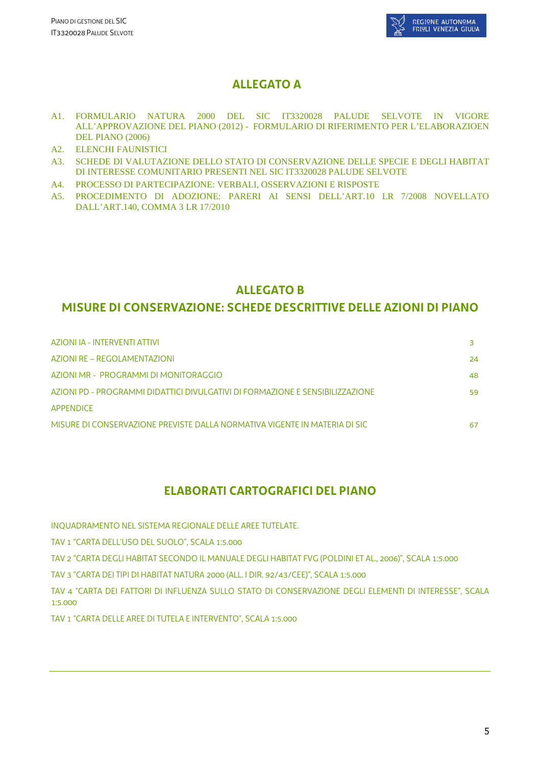## ALLEGATO A

- A1. FORMULARIO NATURA 2000 DEL SIC IT3320028 PALUDE SELVOTE IN VIGORE ALL'APPROVAZIONE DEL PIANO (2012) - FORMULARIO DI RIFERIMENTO PER L'ELABORAZIOEN DEL PIANO (2006)
- A2. ELENCHI FAUNISTICI
- A3. SCHEDE DI VALUTAZIONE DELLO STATO DI CONSERVAZIONE DELLE SPECIE E DEGLI HABITAT DI INTERESSE COMUNITARIO PRESENTI NEL SIC IT3320028 PALUDE SELVOTE
- A4. PROCESSO DI PARTECIPAZIONE: VERBALI, OSSERVAZIONI E RISPOSTE
- A5. PROCEDIMENTO DI ADOZIONE: PARERI AI SENSI DELL'ART.10 LR 7/2008 NOVELLATO DALL'ART.140, COMMA 3 LR 17/2010

## ALLEGATO B
## MISURE DI CONSERVAZIONE: SCHEDE DESCRITTIVE DELLE AZIONI DI PIANO

| | |
|---|---|
| AZIONI IA - INTERVENTI ATTIVI | 3 |
| AZIONI RE – REGOLAMENTAZIONI | 24 |
| AZIONI MR - PROGRAMMI DI MONITORAGGIO | 48 |
| AZIONI PD - PROGRAMMI DIDATTICI DIVULGATIVI DI FORMAZIONE E SENSIBILIZZAZIONE | 59 |
| APPENDICE | |
| MISURE DI CONSERVAZIONE PREVISTE DALLA NORMATIVA VIGENTE IN MATERIA DI SIC | 67 |

## ELABORATI CARTOGRAFICI DEL PIANO

INQUADRAMENTO NEL SISTEMA REGIONALE DELLE AREE TUTELATE.

TAV 1 "CARTA DELL'USO DEL SUOLO", SCALA 1:5.000

TAV 2 "CARTA DEGLI HABITAT SECONDO IL MANUALE DEGLI HABITAT FVG (POLDINI ET AL., 2006)", SCALA 1:5.000

TAV 3 "CARTA DEI TIPI DI HABITAT NATURA 2000 (ALL. I DIR. 92/43/CEE)", SCALA 1:5.000

TAV 4 "CARTA DEI FATTORI DI INFLUENZA SULLO STATO DI CONSERVAZIONE DEGLI ELEMENTI DI INTERESSE", SCALA 1:5.000

TAV 1 "CARTA DELLE AREE DI TUTELA E INTERVENTO", SCALA 1:5.000